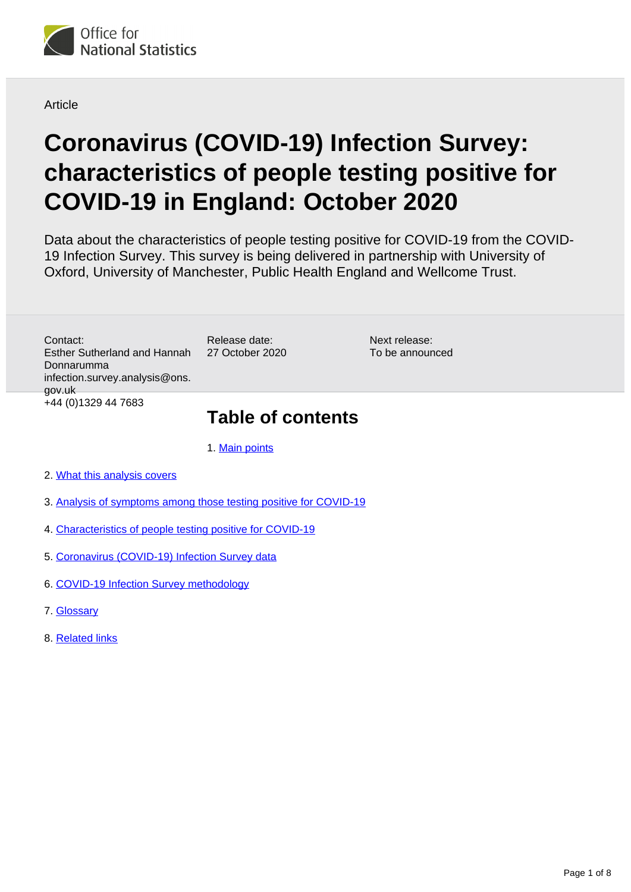Office for National Statistics

Article

# Coronavirus (COVID-19) Infection Survey: characteristics of people testing positive for COVID-19 in England: October 2020

Data about the characteristics of people testing positive for COVID-19 from the COVID-19 Infection Survey. This survey is being delivered in partnership with University of Oxford, University of Manchester, Public Health England and Wellcome Trust.

Contact:
Esther Sutherland and Hannah Donnarumma
infection.survey.analysis@ons.gov.uk
+44 (0)1329 44 7683

Release date:
27 October 2020

Next release:
To be announced

## Table of contents

1. Main points
2. What this analysis covers
3. Analysis of symptoms among those testing positive for COVID-19
4. Characteristics of people testing positive for COVID-19
5. Coronavirus (COVID-19) Infection Survey data
6. COVID-19 Infection Survey methodology
7. Glossary
8. Related links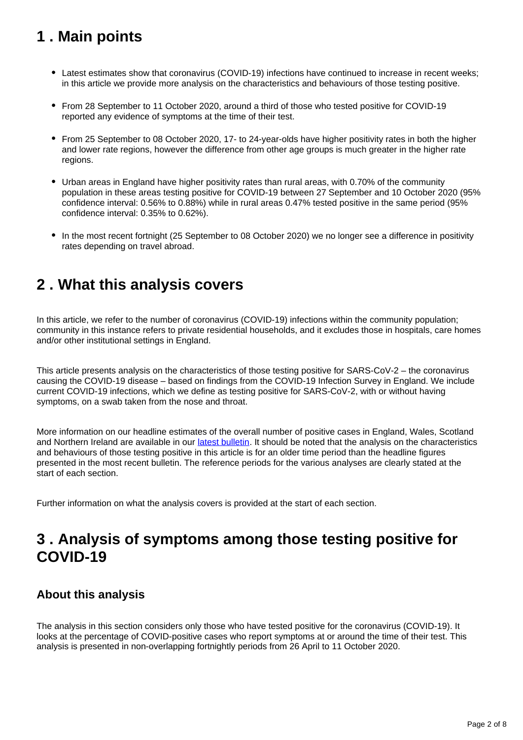## 1 . Main points

- Latest estimates show that coronavirus (COVID-19) infections have continued to increase in recent weeks; in this article we provide more analysis on the characteristics and behaviours of those testing positive.
- From 28 September to 11 October 2020, around a third of those who tested positive for COVID-19 reported any evidence of symptoms at the time of their test.
- From 25 September to 08 October 2020, 17- to 24-year-olds have higher positivity rates in both the higher and lower rate regions, however the difference from other age groups is much greater in the higher rate regions.
- Urban areas in England have higher positivity rates than rural areas, with 0.70% of the community population in these areas testing positive for COVID-19 between 27 September and 10 October 2020 (95% confidence interval: 0.56% to 0.88%) while in rural areas 0.47% tested positive in the same period (95% confidence interval: 0.35% to 0.62%).
- In the most recent fortnight (25 September to 08 October 2020) we no longer see a difference in positivity rates depending on travel abroad.

## 2 . What this analysis covers

In this article, we refer to the number of coronavirus (COVID-19) infections within the community population; community in this instance refers to private residential households, and it excludes those in hospitals, care homes and/or other institutional settings in England.

This article presents analysis on the characteristics of those testing positive for SARS-CoV-2 – the coronavirus causing the COVID-19 disease – based on findings from the COVID-19 Infection Survey in England. We include current COVID-19 infections, which we define as testing positive for SARS-CoV-2, with or without having symptoms, on a swab taken from the nose and throat.

More information on our headline estimates of the overall number of positive cases in England, Wales, Scotland and Northern Ireland are available in our latest bulletin. It should be noted that the analysis on the characteristics and behaviours of those testing positive in this article is for an older time period than the headline figures presented in the most recent bulletin. The reference periods for the various analyses are clearly stated at the start of each section.

Further information on what the analysis covers is provided at the start of each section.

## 3 . Analysis of symptoms among those testing positive for COVID-19

### About this analysis

The analysis in this section considers only those who have tested positive for the coronavirus (COVID-19). It looks at the percentage of COVID-positive cases who report symptoms at or around the time of their test. This analysis is presented in non-overlapping fortnightly periods from 26 April to 11 October 2020.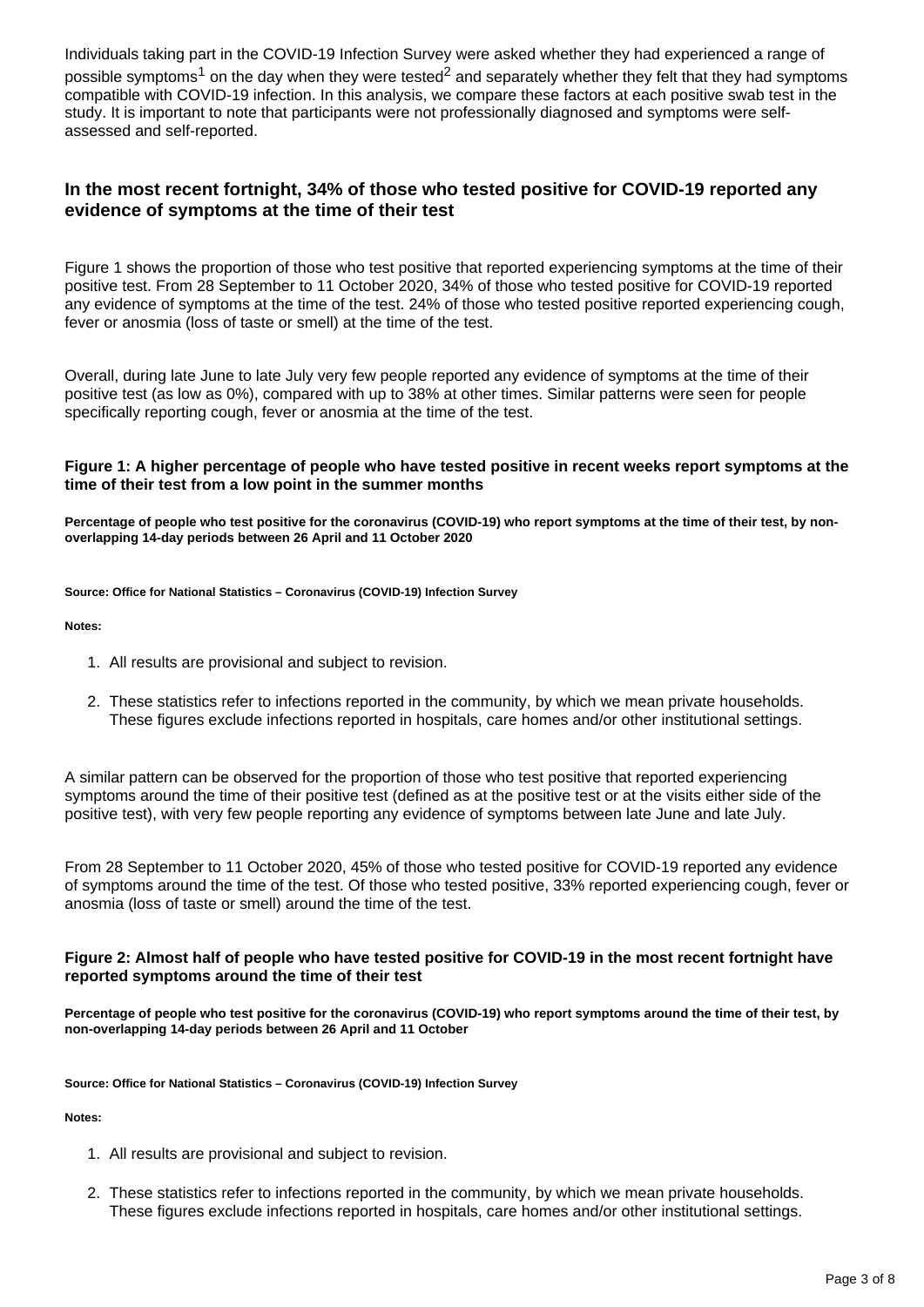Individuals taking part in the COVID-19 Infection Survey were asked whether they had experienced a range of possible symptoms[1] on the day when they were tested[2] and separately whether they felt that they had symptoms compatible with COVID-19 infection. In this analysis, we compare these factors at each positive swab test in the study. It is important to note that participants were not professionally diagnosed and symptoms were self-assessed and self-reported.

### In the most recent fortnight, 34% of those who tested positive for COVID-19 reported any evidence of symptoms at the time of their test

Figure 1 shows the proportion of those who test positive that reported experiencing symptoms at the time of their positive test. From 28 September to 11 October 2020, 34% of those who tested positive for COVID-19 reported any evidence of symptoms at the time of the test. 24% of those who tested positive reported experiencing cough, fever or anosmia (loss of taste or smell) at the time of the test.

Overall, during late June to late July very few people reported any evidence of symptoms at the time of their positive test (as low as 0%), compared with up to 38% at other times. Similar patterns were seen for people specifically reporting cough, fever or anosmia at the time of the test.

#### Figure 1: A higher percentage of people who have tested positive in recent weeks report symptoms at the time of their test from a low point in the summer months

**Percentage of people who test positive for the coronavirus (COVID-19) who report symptoms at the time of their test, by non-overlapping 14-day periods between 26 April and 11 October 2020**

**Source: Office for National Statistics – Coronavirus (COVID-19) Infection Survey**

**Notes:**

1. All results are provisional and subject to revision.
2. These statistics refer to infections reported in the community, by which we mean private households. These figures exclude infections reported in hospitals, care homes and/or other institutional settings.

A similar pattern can be observed for the proportion of those who test positive that reported experiencing symptoms around the time of their positive test (defined as at the positive test or at the visits either side of the positive test), with very few people reporting any evidence of symptoms between late June and late July.

From 28 September to 11 October 2020, 45% of those who tested positive for COVID-19 reported any evidence of symptoms around the time of the test. Of those who tested positive, 33% reported experiencing cough, fever or anosmia (loss of taste or smell) around the time of the test.

#### Figure 2: Almost half of people who have tested positive for COVID-19 in the most recent fortnight have reported symptoms around the time of their test

**Percentage of people who test positive for the coronavirus (COVID-19) who report symptoms around the time of their test, by non-overlapping 14-day periods between 26 April and 11 October**

**Source: Office for National Statistics – Coronavirus (COVID-19) Infection Survey**

**Notes:**

1. All results are provisional and subject to revision.
2. These statistics refer to infections reported in the community, by which we mean private households. These figures exclude infections reported in hospitals, care homes and/or other institutional settings.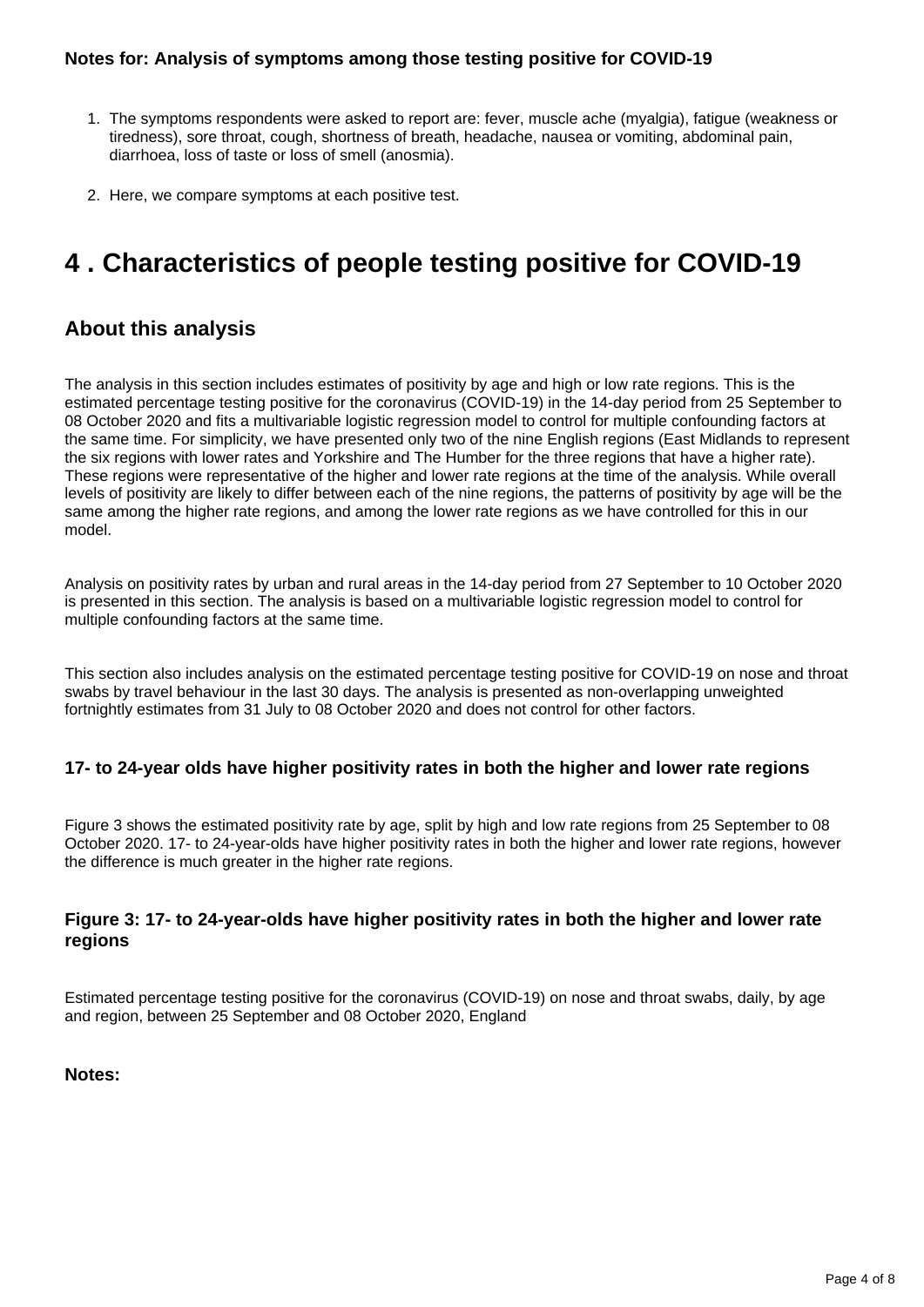#### Notes for: Analysis of symptoms among those testing positive for COVID-19

1. The symptoms respondents were asked to report are: fever, muscle ache (myalgia), fatigue (weakness or tiredness), sore throat, cough, shortness of breath, headache, nausea or vomiting, abdominal pain, diarrhoea, loss of taste or loss of smell (anosmia).
2. Here, we compare symptoms at each positive test.

# 4 . Characteristics of people testing positive for COVID-19

## About this analysis

The analysis in this section includes estimates of positivity by age and high or low rate regions. This is the estimated percentage testing positive for the coronavirus (COVID-19) in the 14-day period from 25 September to 08 October 2020 and fits a multivariable logistic regression model to control for multiple confounding factors at the same time. For simplicity, we have presented only two of the nine English regions (East Midlands to represent the six regions with lower rates and Yorkshire and The Humber for the three regions that have a higher rate). These regions were representative of the higher and lower rate regions at the time of the analysis. While overall levels of positivity are likely to differ between each of the nine regions, the patterns of positivity by age will be the same among the higher rate regions, and among the lower rate regions as we have controlled for this in our model.

Analysis on positivity rates by urban and rural areas in the 14-day period from 27 September to 10 October 2020 is presented in this section. The analysis is based on a multivariable logistic regression model to control for multiple confounding factors at the same time.

This section also includes analysis on the estimated percentage testing positive for COVID-19 on nose and throat swabs by travel behaviour in the last 30 days. The analysis is presented as non-overlapping unweighted fortnightly estimates from 31 July to 08 October 2020 and does not control for other factors.

### 17- to 24-year olds have higher positivity rates in both the higher and lower rate regions

Figure 3 shows the estimated positivity rate by age, split by high and low rate regions from 25 September to 08 October 2020. 17- to 24-year-olds have higher positivity rates in both the higher and lower rate regions, however the difference is much greater in the higher rate regions.

### Figure 3: 17- to 24-year-olds have higher positivity rates in both the higher and lower rate regions

Estimated percentage testing positive for the coronavirus (COVID-19) on nose and throat swabs, daily, by age and region, between 25 September and 08 October 2020, England

#### Notes: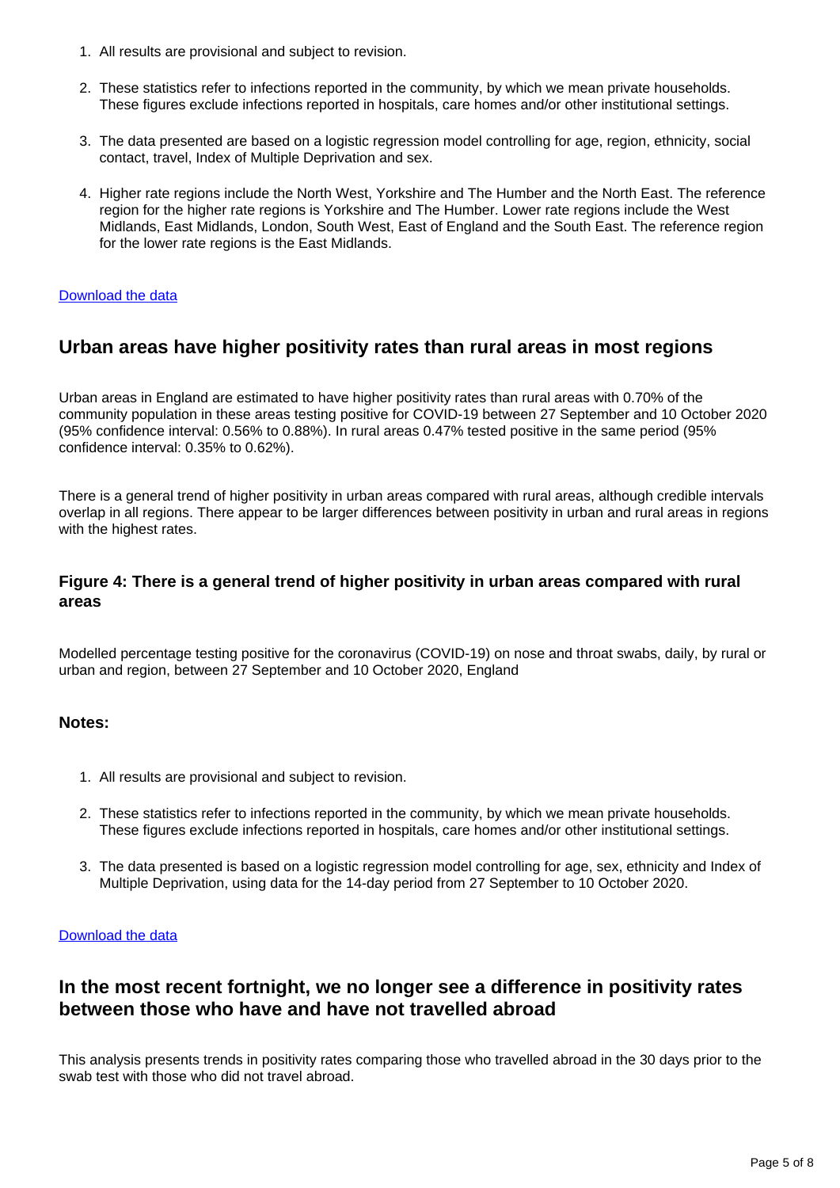1. All results are provisional and subject to revision.

2. These statistics refer to infections reported in the community, by which we mean private households. These figures exclude infections reported in hospitals, care homes and/or other institutional settings.

3. The data presented are based on a logistic regression model controlling for age, region, ethnicity, social contact, travel, Index of Multiple Deprivation and sex.

4. Higher rate regions include the North West, Yorkshire and The Humber and the North East. The reference region for the higher rate regions is Yorkshire and The Humber. Lower rate regions include the West Midlands, East Midlands, London, South West, East of England and the South East. The reference region for the lower rate regions is the East Midlands.

Download the data

## Urban areas have higher positivity rates than rural areas in most regions

Urban areas in England are estimated to have higher positivity rates than rural areas with 0.70% of the community population in these areas testing positive for COVID-19 between 27 September and 10 October 2020 (95% confidence interval: 0.56% to 0.88%). In rural areas 0.47% tested positive in the same period (95% confidence interval: 0.35% to 0.62%).

There is a general trend of higher positivity in urban areas compared with rural areas, although credible intervals overlap in all regions. There appear to be larger differences between positivity in urban and rural areas in regions with the highest rates.

### Figure 4: There is a general trend of higher positivity in urban areas compared with rural areas

Modelled percentage testing positive for the coronavirus (COVID-19) on nose and throat swabs, daily, by rural or urban and region, between 27 September and 10 October 2020, England

#### Notes:

1. All results are provisional and subject to revision.

2. These statistics refer to infections reported in the community, by which we mean private households. These figures exclude infections reported in hospitals, care homes and/or other institutional settings.

3. The data presented is based on a logistic regression model controlling for age, sex, ethnicity and Index of Multiple Deprivation, using data for the 14-day period from 27 September to 10 October 2020.

Download the data

## In the most recent fortnight, we no longer see a difference in positivity rates between those who have and have not travelled abroad

This analysis presents trends in positivity rates comparing those who travelled abroad in the 30 days prior to the swab test with those who did not travel abroad.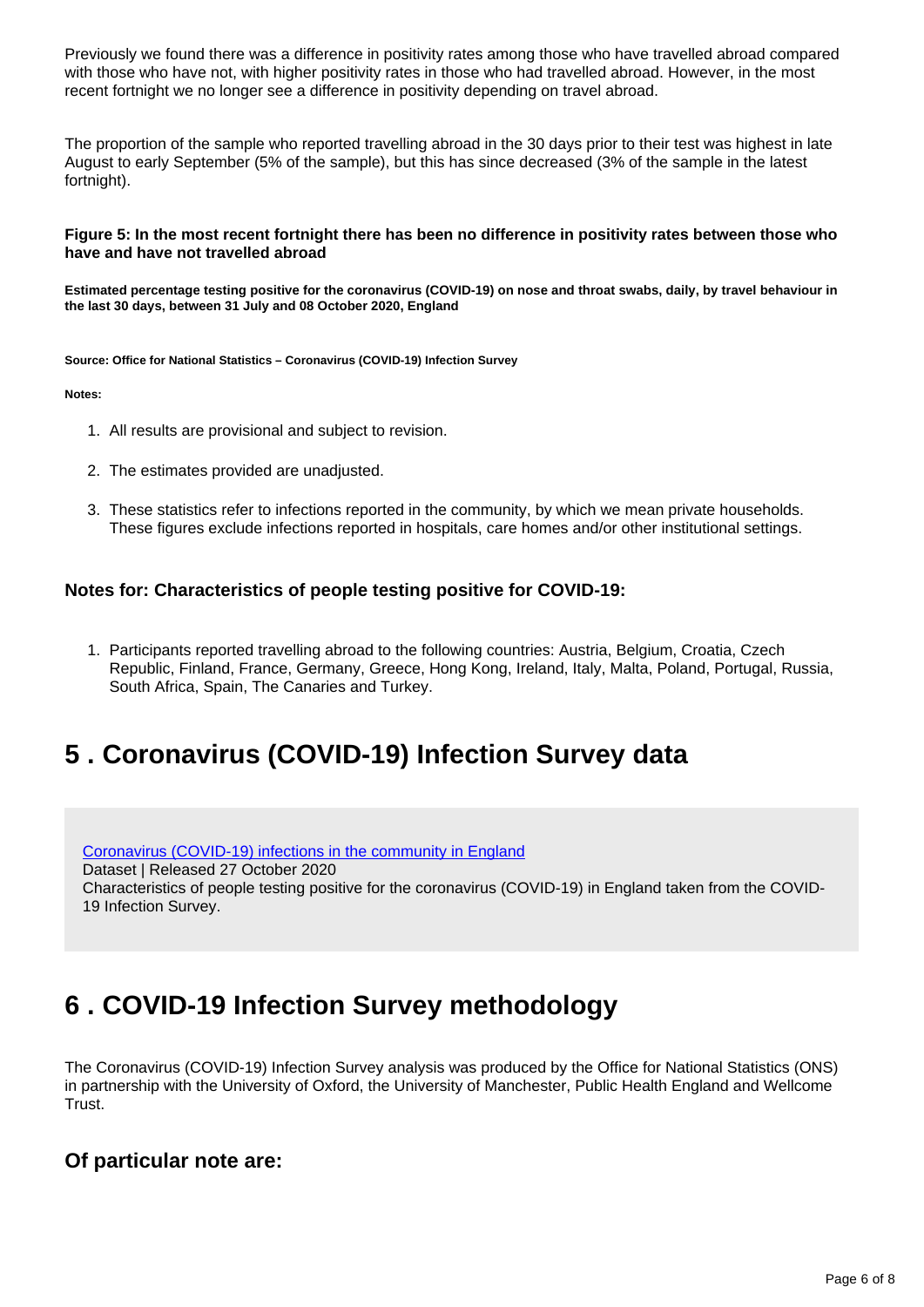Previously we found there was a difference in positivity rates among those who have travelled abroad compared with those who have not, with higher positivity rates in those who had travelled abroad. However, in the most recent fortnight we no longer see a difference in positivity depending on travel abroad.

The proportion of the sample who reported travelling abroad in the 30 days prior to their test was highest in late August to early September (5% of the sample), but this has since decreased (3% of the sample in the latest fortnight).

**Figure 5: In the most recent fortnight there has been no difference in positivity rates between those who have and have not travelled abroad**

**Estimated percentage testing positive for the coronavirus (COVID-19) on nose and throat swabs, daily, by travel behaviour in the last 30 days, between 31 July and 08 October 2020, England**

**Source: Office for National Statistics – Coronavirus (COVID-19) Infection Survey**

**Notes:**

1. All results are provisional and subject to revision.
2. The estimates provided are unadjusted.
3. These statistics refer to infections reported in the community, by which we mean private households. These figures exclude infections reported in hospitals, care homes and/or other institutional settings.

### Notes for: Characteristics of people testing positive for COVID-19:

1. Participants reported travelling abroad to the following countries: Austria, Belgium, Croatia, Czech Republic, Finland, France, Germany, Greece, Hong Kong, Ireland, Italy, Malta, Poland, Portugal, Russia, South Africa, Spain, The Canaries and Turkey.

## 5 . Coronavirus (COVID-19) Infection Survey data

Coronavirus (COVID-19) infections in the community in England
Dataset | Released 27 October 2020
Characteristics of people testing positive for the coronavirus (COVID-19) in England taken from the COVID-19 Infection Survey.

## 6 . COVID-19 Infection Survey methodology

The Coronavirus (COVID-19) Infection Survey analysis was produced by the Office for National Statistics (ONS) in partnership with the University of Oxford, the University of Manchester, Public Health England and Wellcome Trust.

### Of particular note are: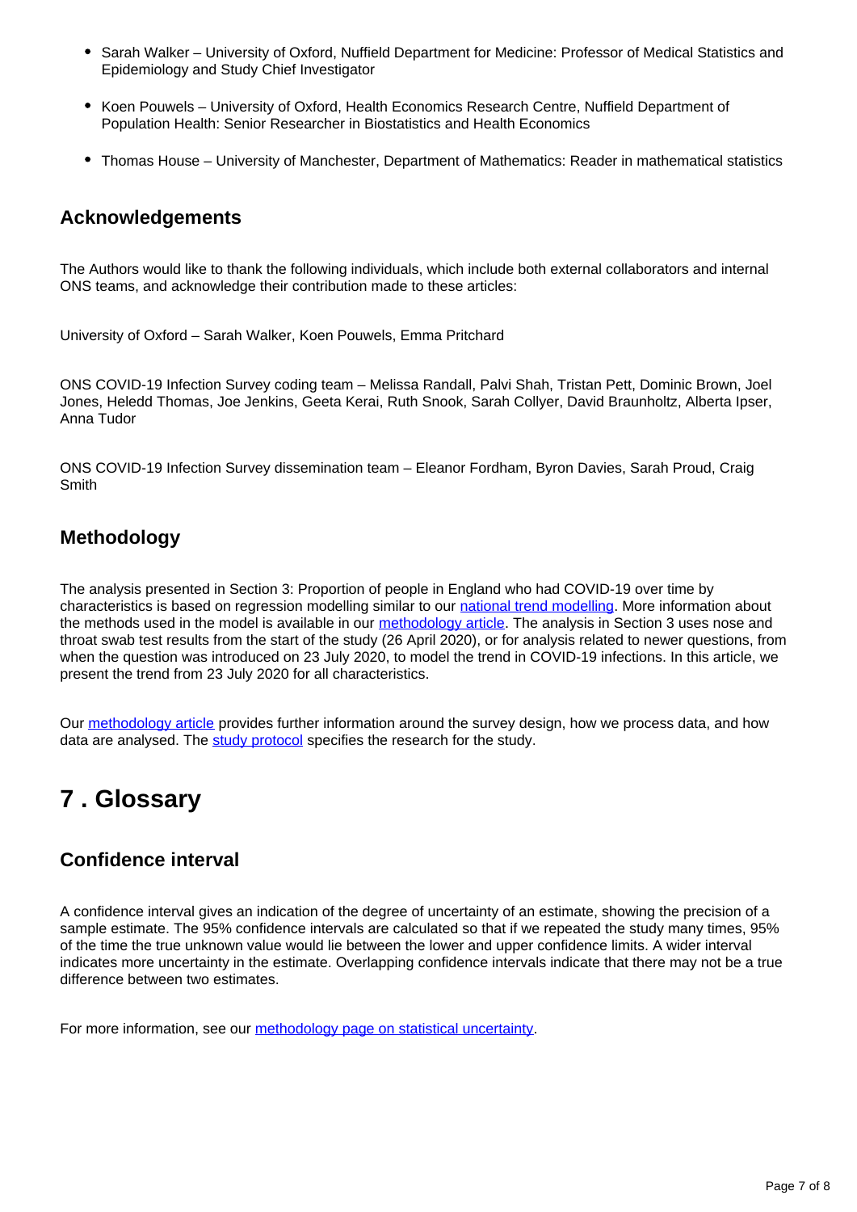- Sarah Walker – University of Oxford, Nuffield Department for Medicine: Professor of Medical Statistics and Epidemiology and Study Chief Investigator
- Koen Pouwels – University of Oxford, Health Economics Research Centre, Nuffield Department of Population Health: Senior Researcher in Biostatistics and Health Economics
- Thomas House – University of Manchester, Department of Mathematics: Reader in mathematical statistics

### Acknowledgements

The Authors would like to thank the following individuals, which include both external collaborators and internal ONS teams, and acknowledge their contribution made to these articles:

University of Oxford – Sarah Walker, Koen Pouwels, Emma Pritchard

ONS COVID-19 Infection Survey coding team – Melissa Randall, Palvi Shah, Tristan Pett, Dominic Brown, Joel Jones, Heledd Thomas, Joe Jenkins, Geeta Kerai, Ruth Snook, Sarah Collyer, David Braunholtz, Alberta Ipser, Anna Tudor

ONS COVID-19 Infection Survey dissemination team – Eleanor Fordham, Byron Davies, Sarah Proud, Craig Smith

### Methodology

The analysis presented in Section 3: Proportion of people in England who had COVID-19 over time by characteristics is based on regression modelling similar to our national trend modelling. More information about the methods used in the model is available in our methodology article. The analysis in Section 3 uses nose and throat swab test results from the start of the study (26 April 2020), or for analysis related to newer questions, from when the question was introduced on 23 July 2020, to model the trend in COVID-19 infections. In this article, we present the trend from 23 July 2020 for all characteristics.

Our methodology article provides further information around the survey design, how we process data, and how data are analysed. The study protocol specifies the research for the study.

## 7 . Glossary

### Confidence interval

A confidence interval gives an indication of the degree of uncertainty of an estimate, showing the precision of a sample estimate. The 95% confidence intervals are calculated so that if we repeated the study many times, 95% of the time the true unknown value would lie between the lower and upper confidence limits. A wider interval indicates more uncertainty in the estimate. Overlapping confidence intervals indicate that there may not be a true difference between two estimates.

For more information, see our methodology page on statistical uncertainty.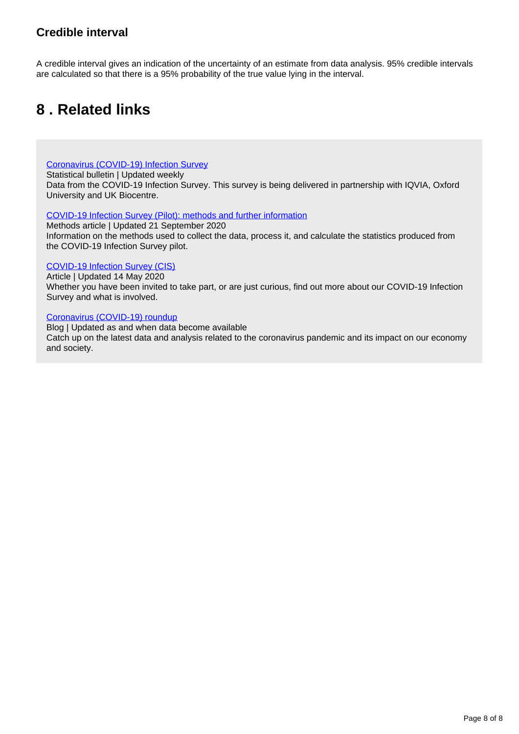### Credible interval

A credible interval gives an indication of the uncertainty of an estimate from data analysis. 95% credible intervals are calculated so that there is a 95% probability of the true value lying in the interval.

## 8 . Related links

[Coronavirus (COVID-19) Infection Survey](#)
Statistical bulletin | Updated weekly
Data from the COVID-19 Infection Survey. This survey is being delivered in partnership with IQVIA, Oxford University and UK Biocentre.

[COVID-19 Infection Survey (Pilot): methods and further information](#)
Methods article | Updated 21 September 2020
Information on the methods used to collect the data, process it, and calculate the statistics produced from the COVID-19 Infection Survey pilot.

[COVID-19 Infection Survey (CIS)](#)
Article | Updated 14 May 2020
Whether you have been invited to take part, or are just curious, find out more about our COVID-19 Infection Survey and what is involved.

[Coronavirus (COVID-19) roundup](#)
Blog | Updated as and when data become available
Catch up on the latest data and analysis related to the coronavirus pandemic and its impact on our economy and society.